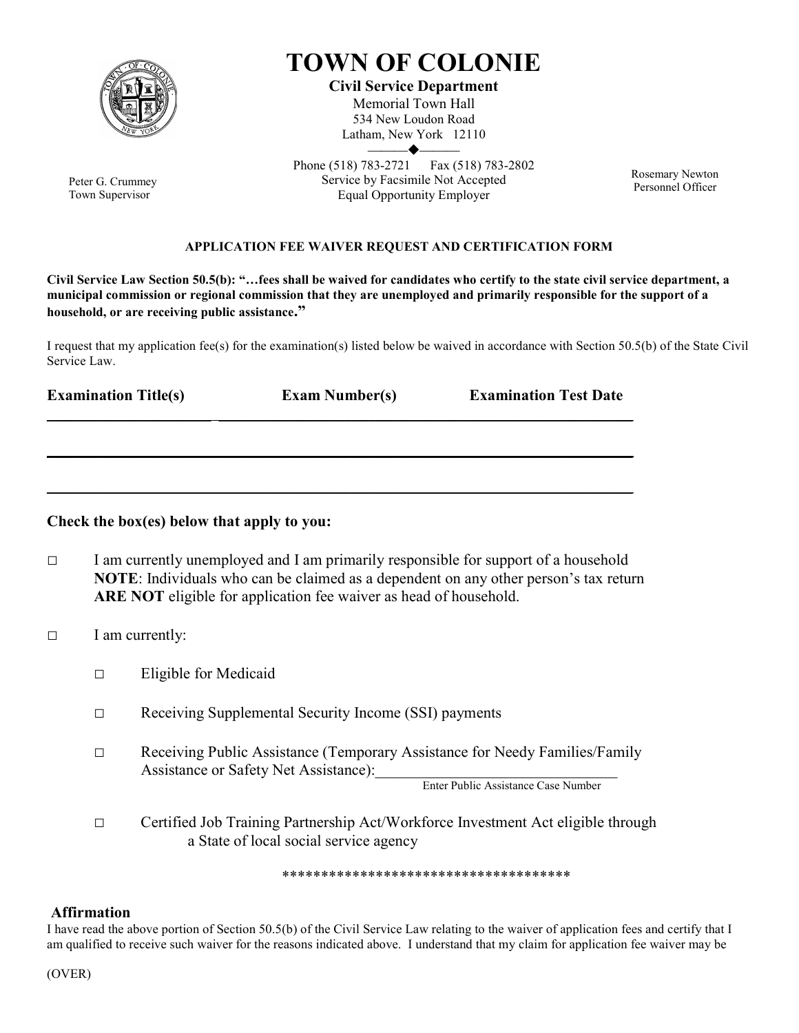# TOWN OF COLONIE

**Civil Service Department**
Memorial Town Hall
534 New Loudon Road
Latham, New York 12110

Phone (518) 783-2721 Fax (518) 783-2802
Service by Facsimile Not Accepted
Equal Opportunity Employer

Peter G. Crummey
Town Supervisor

Rosemary Newton
Personnel Officer

**APPLICATION FEE WAIVER REQUEST AND CERTIFICATION FORM**

**Civil Service Law Section 50.5(b): "…fees shall be waived for candidates who certify to the state civil service department, a municipal commission or regional commission that they are unemployed and primarily responsible for the support of a household, or are receiving public assistance."**

I request that my application fee(s) for the examination(s) listed below be waived in accordance with Section 50.5(b) of the State Civil Service Law.

| Examination Title(s) | Exam Number(s) | Examination Test Date |
| --- | --- | --- |
| | | |
| | | |
| | | |

**Check the box(es) below that apply to you:**

□ I am currently unemployed and I am primarily responsible for support of a household
**NOTE**: Individuals who can be claimed as a dependent on any other person's tax return **ARE NOT** eligible for application fee waiver as head of household.

□ I am currently:

- □ Eligible for Medicaid
- □ Receiving Supplemental Security Income (SSI) payments
- □ Receiving Public Assistance (Temporary Assistance for Needy Families/Family Assistance or Safety Net Assistance):______________________________
  Enter Public Assistance Case Number
- □ Certified Job Training Partnership Act/Workforce Investment Act eligible through a State of local social service agency

\*\*\*\*\*\*\*\*\*\*\*\*\*\*\*\*\*\*\*\*\*\*\*\*\*\*\*\*\*\*\*\*\*\*\*\*\*\*

**Affirmation**

I have read the above portion of Section 50.5(b) of the Civil Service Law relating to the waiver of application fees and certify that I am qualified to receive such waiver for the reasons indicated above. I understand that my claim for application fee waiver may be

(OVER)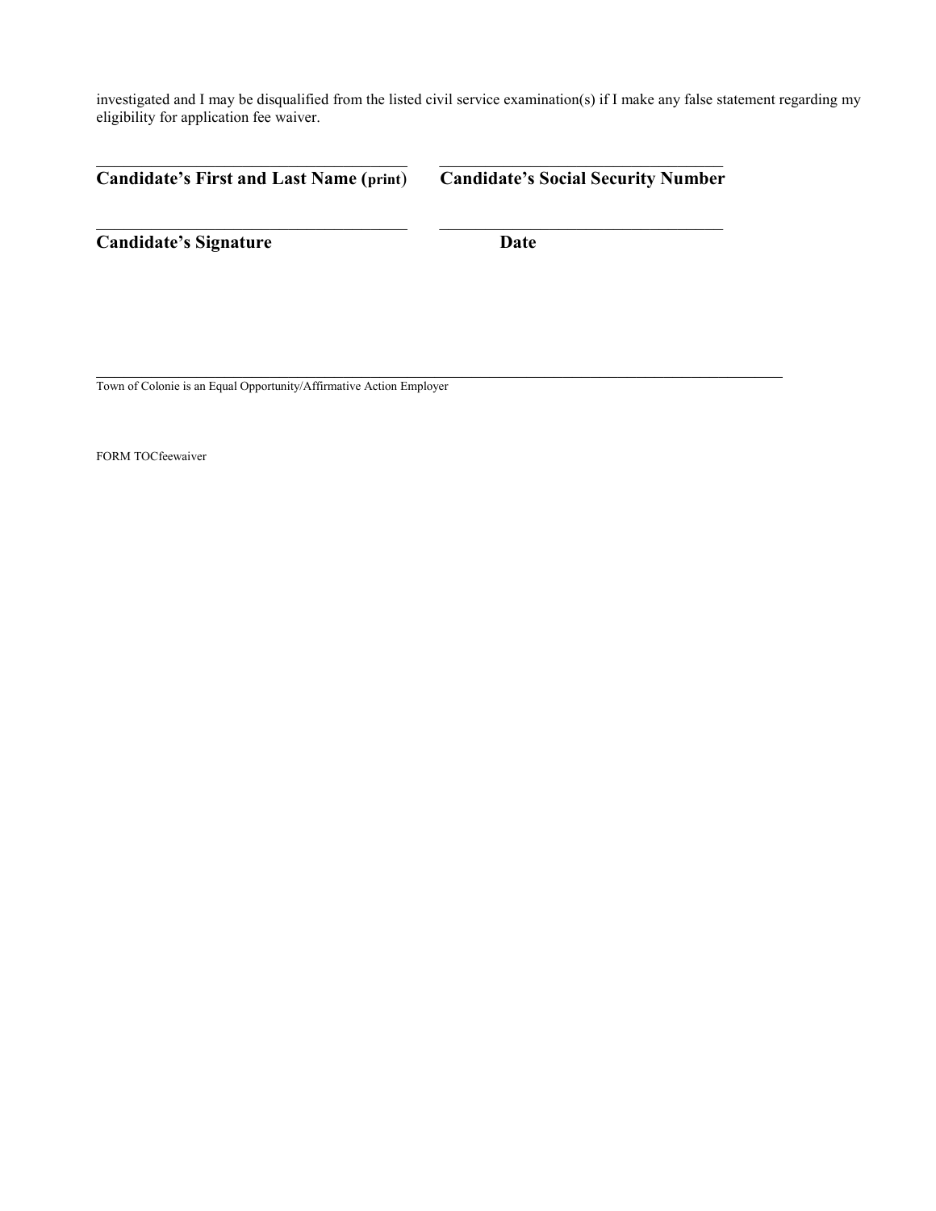investigated and I may be disqualified from the listed civil service examination(s) if I make any false statement regarding my eligibility for application fee waiver.

\_\_\_\_\_\_\_\_\_\_\_\_\_\_\_\_\_\_\_\_\_\_\_\_\_\_\_\_\_\_\_\_\_\_\_\_\_\_\_\_ \_\_\_\_\_\_\_\_\_\_\_\_\_\_\_\_\_\_\_\_\_\_\_\_\_\_\_\_\_\_\_\_\_\_\_\_\_\_\_\_

**Candidate's First and Last Name (print) Candidate's Social Security Number**

\_\_\_\_\_\_\_\_\_\_\_\_\_\_\_\_\_\_\_\_\_\_\_\_\_\_\_\_\_\_\_\_\_\_\_\_\_\_\_\_ \_\_\_\_\_\_\_\_\_\_\_\_\_\_\_\_\_\_\_\_\_\_\_\_\_\_\_\_\_\_\_\_\_\_\_\_\_\_\_\_

**Candidate's Signature Date**

Town of Colonie is an Equal Opportunity/Affirmative Action Employer

FORM TOCfeewaiver